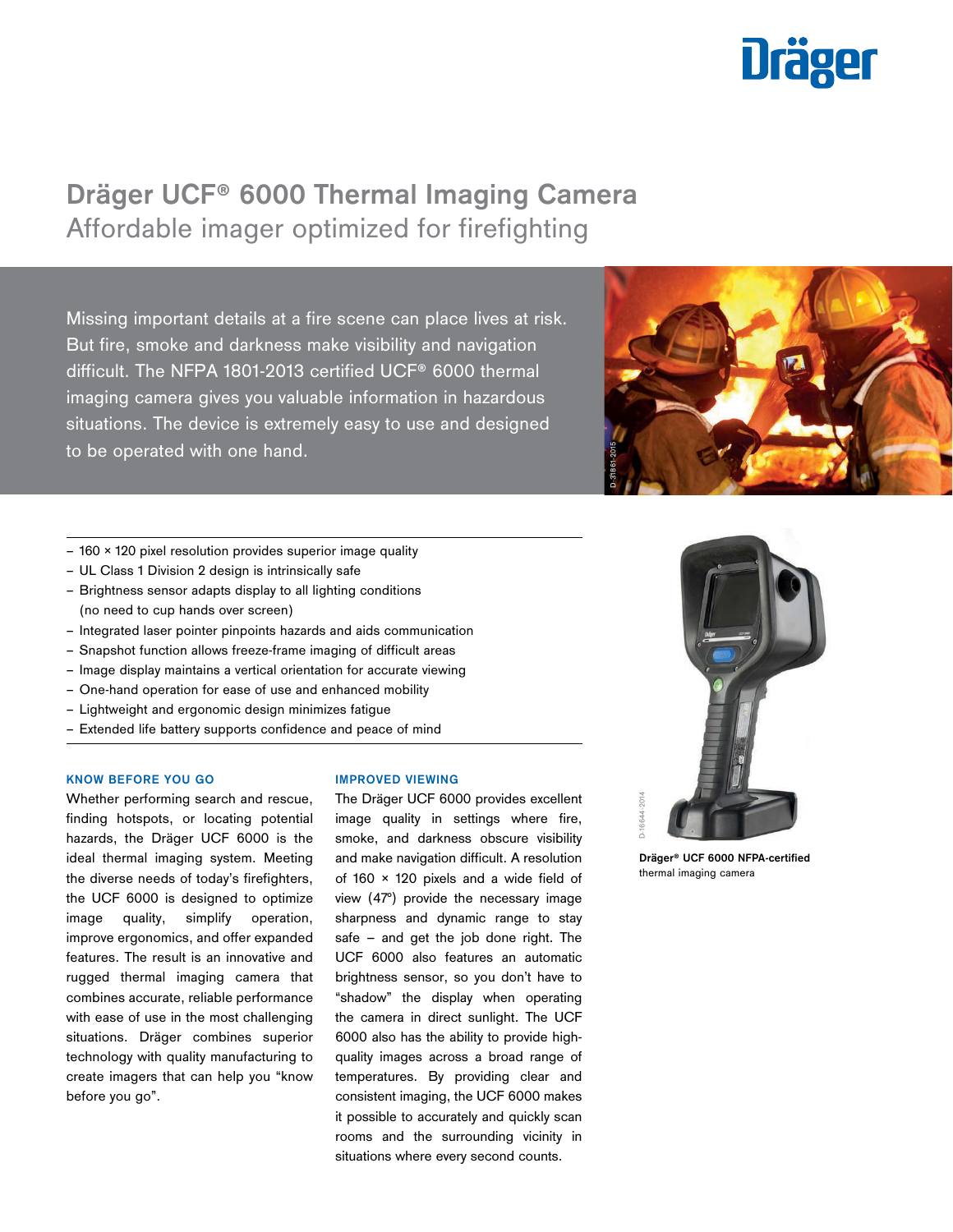# Dräger UCF® 6000 Thermal Imaging Camera

## Affordable imager optimized for firefighting

Missing important details at a fire scene can place lives at risk. But fire, smoke and darkness make visibility and navigation difficult. The NFPA 1801-2013 certified UCF® 6000 thermal imaging camera gives you valuable information in hazardous situations. The device is extremely easy to use and designed to be operated with one hand.

- 160 × 120 pixel resolution provides superior image quality
- UL Class 1 Division 2 design is intrinsically safe
- Brightness sensor adapts display to all lighting conditions (no need to cup hands over screen)
- Integrated laser pointer pinpoints hazards and aids communication
- Snapshot function allows freeze-frame imaging of difficult areas
- Image display maintains a vertical orientation for accurate viewing
- One-hand operation for ease of use and enhanced mobility
- Lightweight and ergonomic design minimizes fatigue
- Extended life battery supports confidence and peace of mind

### KNOW BEFORE YOU GO

Whether performing search and rescue, finding hotspots, or locating potential hazards, the Dräger UCF 6000 is the ideal thermal imaging system. Meeting the diverse needs of today's firefighters, the UCF 6000 is designed to optimize image quality, simplify operation, improve ergonomics, and offer expanded features. The result is an innovative and rugged thermal imaging camera that combines accurate, reliable performance with ease of use in the most challenging situations. Dräger combines superior technology with quality manufacturing to create imagers that can help you "know before you go".

### IMPROVED VIEWING

The Dräger UCF 6000 provides excellent image quality in settings where fire, smoke, and darkness obscure visibility and make navigation difficult. A resolution of 160 × 120 pixels and a wide field of view (47°) provide the necessary image sharpness and dynamic range to stay safe – and get the job done right. The UCF 6000 also features an automatic brightness sensor, so you don't have to "shadow" the display when operating the camera in direct sunlight. The UCF 6000 also has the ability to provide high-quality images across a broad range of temperatures. By providing clear and consistent imaging, the UCF 6000 makes it possible to accurately and quickly scan rooms and the surrounding vicinity in situations where every second counts.

**Dräger® UCF 6000 NFPA-certified** thermal imaging camera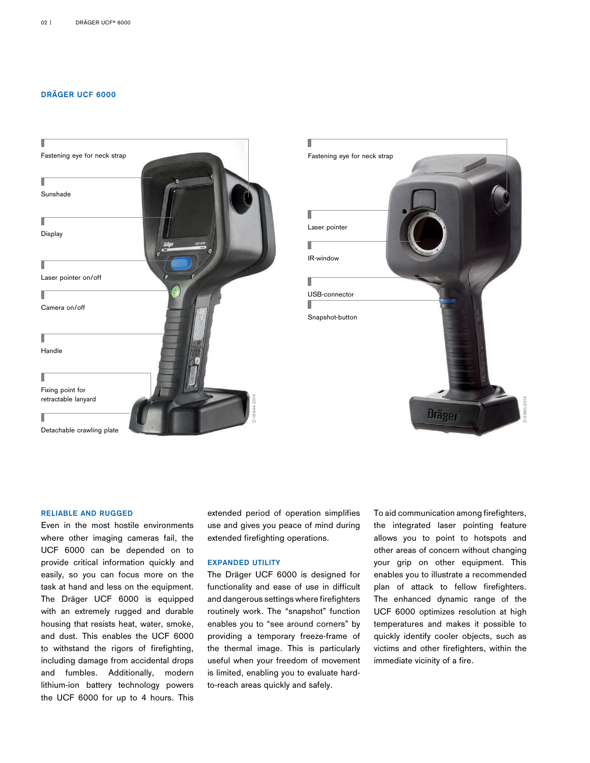## DRÄGER UCF 6000

Fastening eye for neck strap

Sunshade

Display

Laser pointer on/off

Camera on/off

Handle

Fixing point for retractable lanyard

Detachable crawling plate

D-16644-2014

Fastening eye for neck strap

Laser pointer

IR-window

USB-connector

Snapshot-button

D-5960-2014

### RELIABLE AND RUGGED

Even in the most hostile environments where other imaging cameras fail, the UCF 6000 can be depended on to provide critical information quickly and easily, so you can focus more on the task at hand and less on the equipment. The Dräger UCF 6000 is equipped with an extremely rugged and durable housing that resists heat, water, smoke, and dust. This enables the UCF 6000 to withstand the rigors of firefighting, including damage from accidental drops and fumbles. Additionally, modern lithium-ion battery technology powers the UCF 6000 for up to 4 hours. This extended period of operation simplifies use and gives you peace of mind during extended firefighting operations.

### EXPANDED UTILITY

The Dräger UCF 6000 is designed for functionality and ease of use in difficult and dangerous settings where firefighters routinely work. The "snapshot" function enables you to "see around corners" by providing a temporary freeze-frame of the thermal image. This is particularly useful when your freedom of movement is limited, enabling you to evaluate hard-to-reach areas quickly and safely.

To aid communication among firefighters, the integrated laser pointing feature allows you to point to hotspots and other areas of concern without changing your grip on other equipment. This enables you to illustrate a recommended plan of attack to fellow firefighters. The enhanced dynamic range of the UCF 6000 optimizes resolution at high temperatures and makes it possible to quickly identify cooler objects, such as victims and other firefighters, within the immediate vicinity of a fire.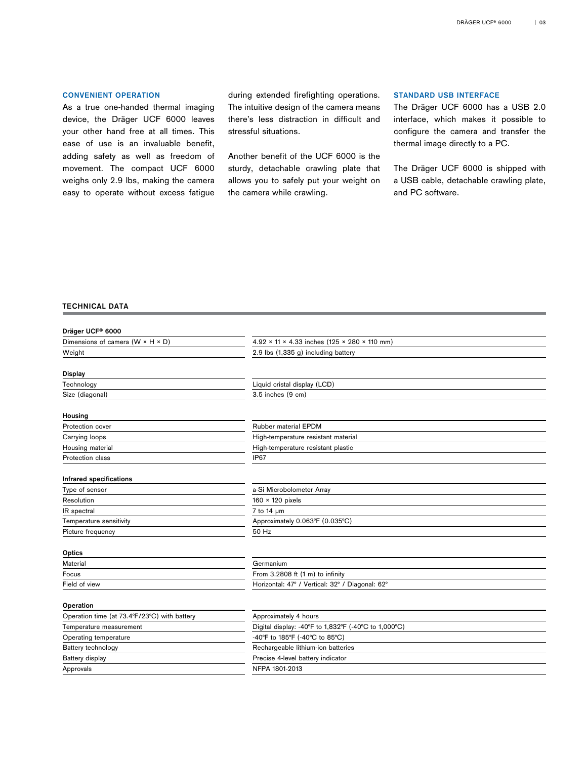## CONVENIENT OPERATION

As a true one-handed thermal imaging device, the Dräger UCF 6000 leaves your other hand free at all times. This ease of use is an invaluable benefit, adding safety as well as freedom of movement. The compact UCF 6000 weighs only 2.9 lbs, making the camera easy to operate without excess fatigue during extended firefighting operations. The intuitive design of the camera means there's less distraction in difficult and stressful situations.

Another benefit of the UCF 6000 is the sturdy, detachable crawling plate that allows you to safely put your weight on the camera while crawling.

## STANDARD USB INTERFACE

The Dräger UCF 6000 has a USB 2.0 interface, which makes it possible to configure the camera and transfer the thermal image directly to a PC.

The Dräger UCF 6000 is shipped with a USB cable, detachable crawling plate, and PC software.

## TECHNICAL DATA

| **Dräger UCF® 6000** | |
|---|---|
| Dimensions of camera (W × H × D) | 4.92 × 11 × 4.33 inches (125 × 280 × 110 mm) |
| Weight | 2.9 lbs (1,335 g) including battery |
| **Display** | |
| Technology | Liquid cristal display (LCD) |
| Size (diagonal) | 3.5 inches (9 cm) |
| **Housing** | |
| Protection cover | Rubber material EPDM |
| Carrying loops | High-temperature resistant material |
| Housing material | High-temperature resistant plastic |
| Protection class | IP67 |
| **Infrared specifications** | |
| Type of sensor | a-Si Microbolometer Array |
| Resolution | 160 × 120 pixels |
| IR spectral | 7 to 14 µm |
| Temperature sensitivity | Approximately 0.063°F (0.035°C) |
| Picture frequency | 50 Hz |
| **Optics** | |
| Material | Germanium |
| Focus | From 3.2808 ft (1 m) to infinity |
| Field of view | Horizontal: 47° / Vertical: 32° / Diagonal: 62° |
| **Operation** | |
| Operation time (at 73.4°F/23°C) with battery | Approximately 4 hours |
| Temperature measurement | Digital display: -40°F to 1,832°F (-40°C to 1,000°C) |
| Operating temperature | -40°F to 185°F (-40°C to 85°C) |
| Battery technology | Rechargeable lithium-ion batteries |
| Battery display | Precise 4-level battery indicator |
| Approvals | NFPA 1801-2013 |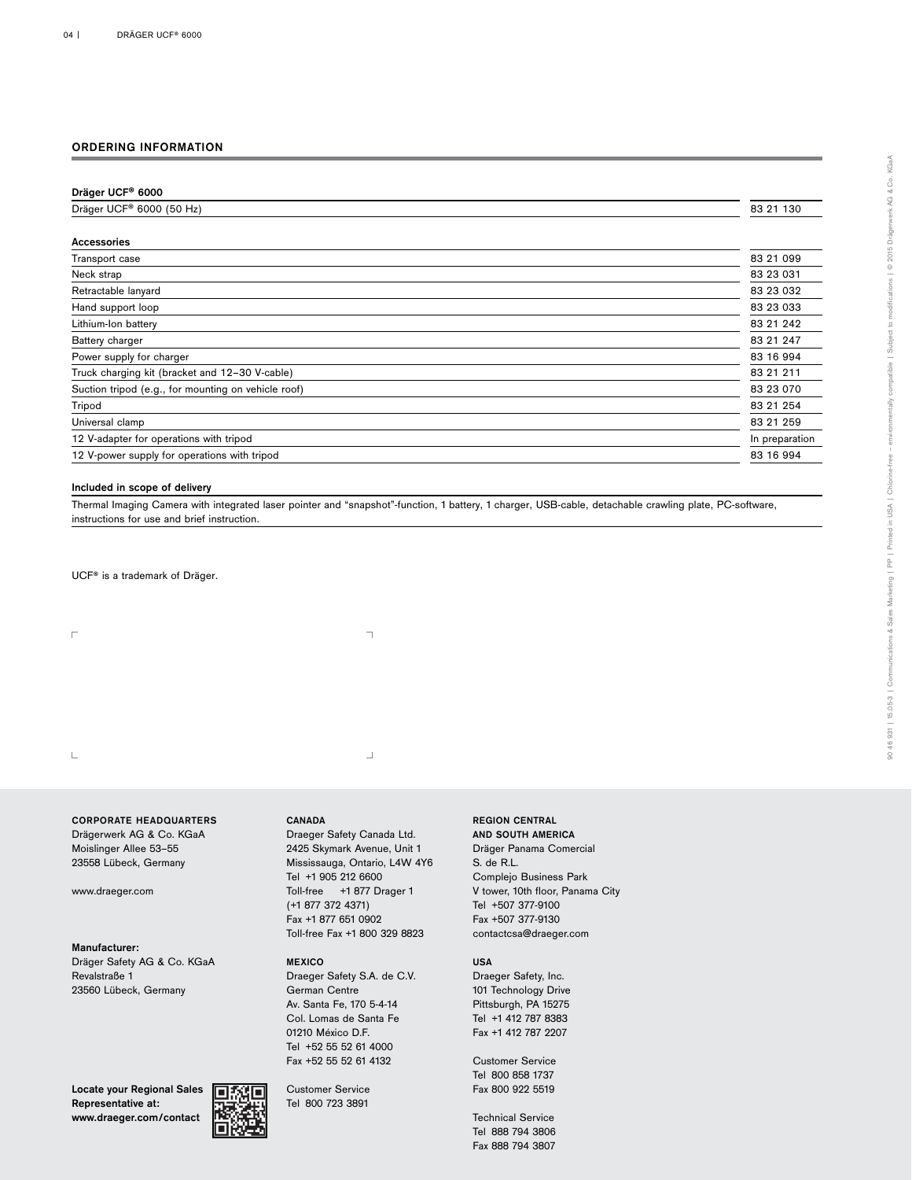## ORDERING INFORMATION

| Dräger UCF® 6000 | |
|---|---|
| Dräger UCF® 6000 (50 Hz) | 83 21 130 |
| **Accessories** | |
| Transport case | 83 21 099 |
| Neck strap | 83 23 031 |
| Retractable lanyard | 83 23 032 |
| Hand support loop | 83 23 033 |
| Lithium-Ion battery | 83 21 242 |
| Battery charger | 83 21 247 |
| Power supply for charger | 83 16 994 |
| Truck charging kit (bracket and 12–30 V-cable) | 83 21 211 |
| Suction tripod (e.g., for mounting on vehicle roof) | 83 23 070 |
| Tripod | 83 21 254 |
| Universal clamp | 83 21 259 |
| 12 V-adapter for operations with tripod | In preparation |
| 12 V-power supply for operations with tripod | 83 16 994 |

**Included in scope of delivery**

Thermal Imaging Camera with integrated laser pointer and "snapshot"-function, 1 battery, 1 charger, USB-cable, detachable crawling plate, PC-software, instructions for use and brief instruction.

UCF® is a trademark of Dräger.

**CORPORATE HEADQUARTERS**
Drägerwerk AG & Co. KGaA
Moislinger Allee 53–55
23558 Lübeck, Germany

www.draeger.com

**Manufacturer:**
Dräger Safety AG & Co. KGaA
Revalstraße 1
23560 Lübeck, Germany

**Locate your Regional Sales Representative at:**
**www.draeger.com/contact**

**CANADA**
Draeger Safety Canada Ltd.
2425 Skymark Avenue, Unit 1
Mississauga, Ontario, L4W 4Y6
Tel +1 905 212 6600
Toll-free +1 877 Drager 1
(+1 877 372 4371)
Fax +1 877 651 0902
Toll-free Fax +1 800 329 8823

**MEXICO**
Draeger Safety S.A. de C.V.
German Centre
Av. Santa Fe, 170 5-4-14
Col. Lomas de Santa Fe
01210 México D.F.
Tel +52 55 52 61 4000
Fax +52 55 52 61 4132

Customer Service
Tel 800 723 3891

**REGION CENTRAL AND SOUTH AMERICA**
Dräger Panama Comercial
S. de R.L.
Complejo Business Park
V tower, 10th floor, Panama City
Tel +507 377-9100
Fax +507 377-9130
contactcsa@draeger.com

**USA**
Draeger Safety, Inc.
101 Technology Drive
Pittsburgh, PA 15275
Tel +1 412 787 8383
Fax +1 412 787 2207

Customer Service
Tel 800 858 1737
Fax 800 922 5519

Technical Service
Tel 888 794 3806
Fax 888 794 3807

90 46 931 | 15.05-3 | Communications & Sales Marketing | PP | Printed in USA | Chlorine-free – environmentally compatible | Subject to modifications | © 2015 Drägerwerk AG & Co. KGaA